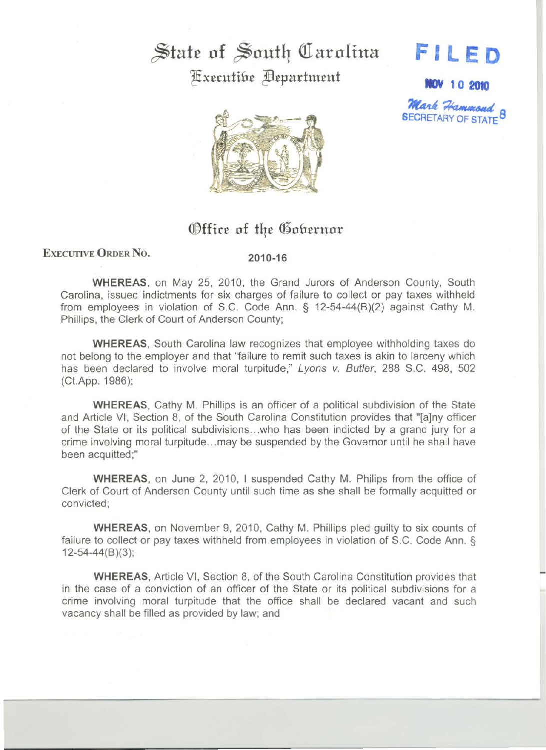# State of South Carolina

## Executive Department

**FILED**

**NOV 10 2010**

*Mark Hammond*
SECRETARY OF STATE 8

## Office of the Governor

**EXECUTIVE ORDER NO.** 2010-16

**WHEREAS**, on May 25, 2010, the Grand Jurors of Anderson County, South Carolina, issued indictments for six charges of failure to collect or pay taxes withheld from employees in violation of S.C. Code Ann. § 12-54-44(B)(2) against Cathy M. Phillips, the Clerk of Court of Anderson County;

**WHEREAS**, South Carolina law recognizes that employee withholding taxes do not belong to the employer and that "failure to remit such taxes is akin to larceny which has been declared to involve moral turpitude," *Lyons v. Butler*, 288 S.C. 498, 502 (Ct.App. 1986);

**WHEREAS**, Cathy M. Phillips is an officer of a political subdivision of the State and Article VI, Section 8, of the South Carolina Constitution provides that "[a]ny officer of the State or its political subdivisions...who has been indicted by a grand jury for a crime involving moral turpitude...may be suspended by the Governor until he shall have been acquitted;"

**WHEREAS**, on June 2, 2010, I suspended Cathy M. Philips from the office of Clerk of Court of Anderson County until such time as she shall be formally acquitted or convicted;

**WHEREAS**, on November 9, 2010, Cathy M. Phillips pled guilty to six counts of failure to collect or pay taxes withheld from employees in violation of S.C. Code Ann. § 12-54-44(B)(3);

**WHEREAS**, Article VI, Section 8, of the South Carolina Constitution provides that in the case of a conviction of an officer of the State or its political subdivisions for a crime involving moral turpitude that the office shall be declared vacant and such vacancy shall be filled as provided by law; and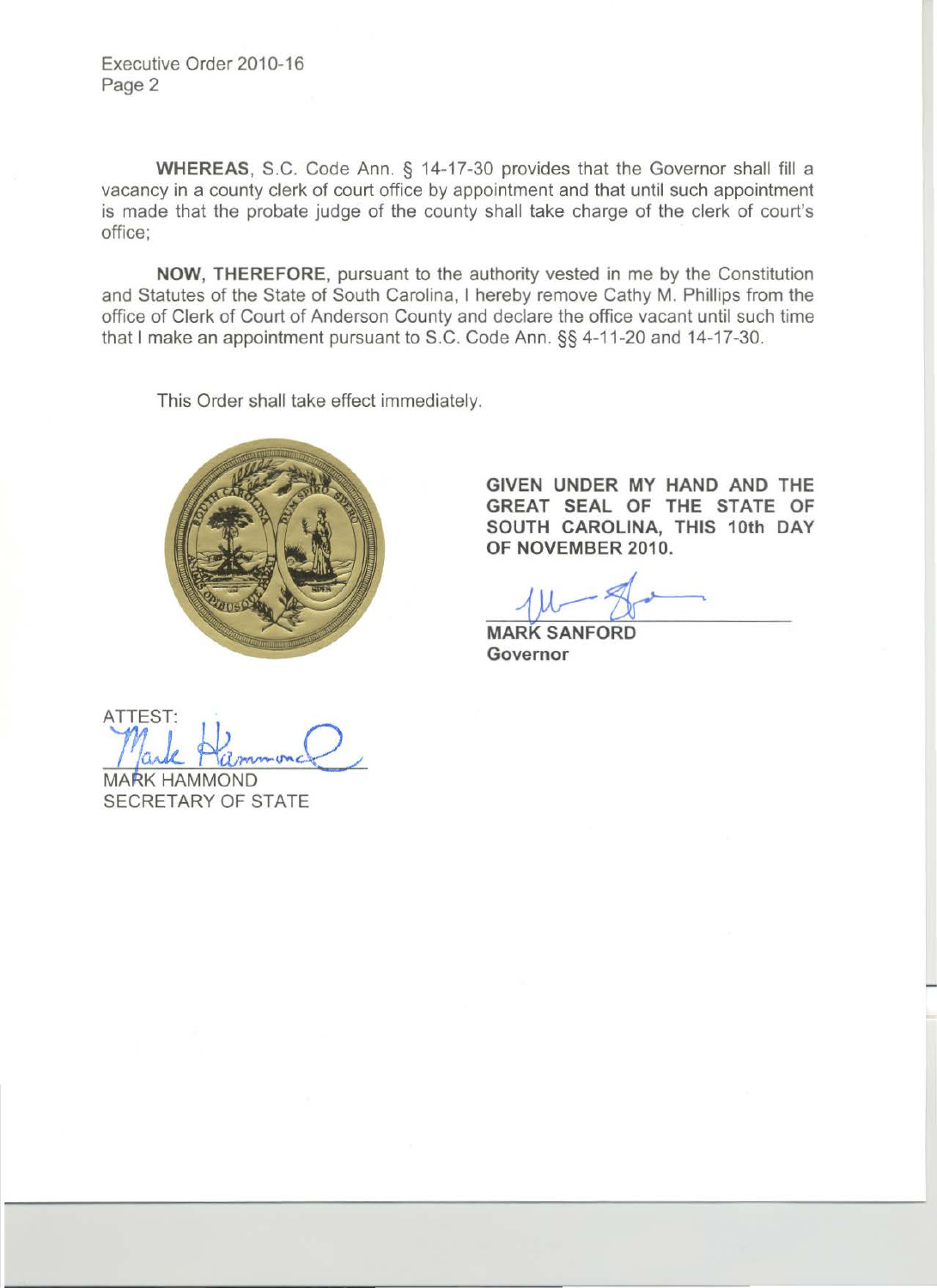**WHEREAS**, S.C. Code Ann. § 14-17-30 provides that the Governor shall fill a vacancy in a county clerk of court office by appointment and that until such appointment is made that the probate judge of the county shall take charge of the clerk of court's office;

**NOW, THEREFORE**, pursuant to the authority vested in me by the Constitution and Statutes of the State of South Carolina, I hereby remove Cathy M. Phillips from the office of Clerk of Court of Anderson County and declare the office vacant until such time that I make an appointment pursuant to S.C. Code Ann. §§ 4-11-20 and 14-17-30.

This Order shall take effect immediately.

**GIVEN UNDER MY HAND AND THE GREAT SEAL OF THE STATE OF SOUTH CAROLINA, THIS 10th DAY OF NOVEMBER 2010.**

**MARK SANFORD**
**Governor**

ATTEST:

MARK HAMMOND
SECRETARY OF STATE